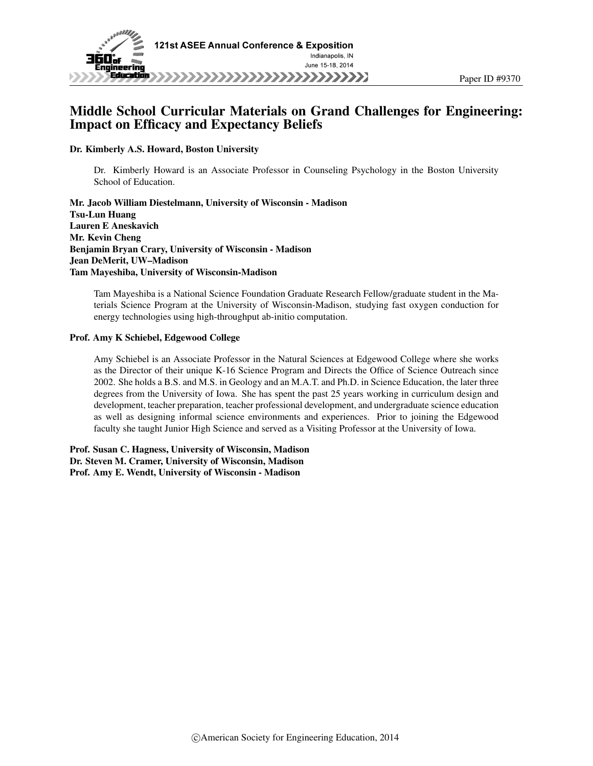Paper ID #9370

# Middle School Curricular Materials on Grand Challenges for Engineering: Impact on Efficacy and Expectancy Beliefs

**Dr. Kimberly A.S. Howard, Boston University**

Dr. Kimberly Howard is an Associate Professor in Counseling Psychology in the Boston University School of Education.

**Mr. Jacob William Diestelmann, University of Wisconsin - Madison**
**Tsu-Lun Huang**
**Lauren E Aneskavich**
**Mr. Kevin Cheng**
**Benjamin Bryan Crary, University of Wisconsin - Madison**
**Jean DeMerit, UW–Madison**
**Tam Mayeshiba, University of Wisconsin-Madison**

Tam Mayeshiba is a National Science Foundation Graduate Research Fellow/graduate student in the Materials Science Program at the University of Wisconsin-Madison, studying fast oxygen conduction for energy technologies using high-throughput ab-initio computation.

**Prof. Amy K Schiebel, Edgewood College**

Amy Schiebel is an Associate Professor in the Natural Sciences at Edgewood College where she works as the Director of their unique K-16 Science Program and Directs the Office of Science Outreach since 2002. She holds a B.S. and M.S. in Geology and an M.A.T. and Ph.D. in Science Education, the later three degrees from the University of Iowa. She has spent the past 25 years working in curriculum design and development, teacher preparation, teacher professional development, and undergraduate science education as well as designing informal science environments and experiences. Prior to joining the Edgewood faculty she taught Junior High Science and served as a Visiting Professor at the University of Iowa.

**Prof. Susan C. Hagness, University of Wisconsin, Madison**
**Dr. Steven M. Cramer, University of Wisconsin, Madison**
**Prof. Amy E. Wendt, University of Wisconsin - Madison**

©American Society for Engineering Education, 2014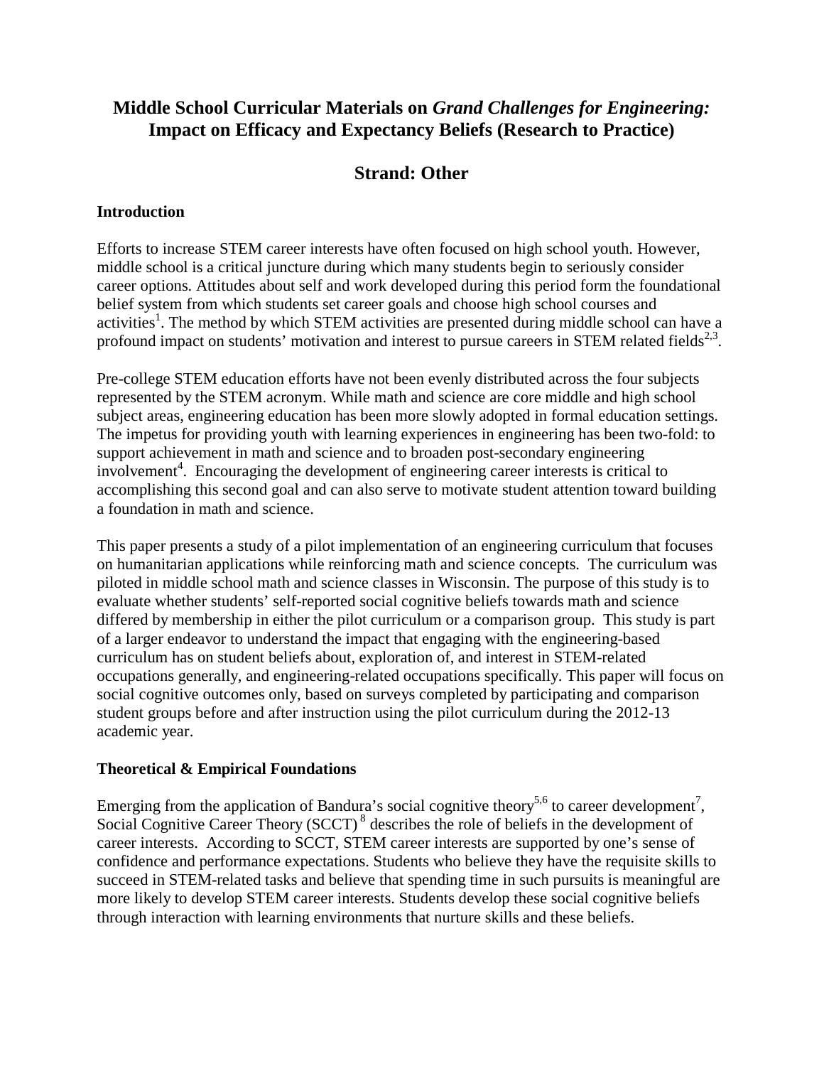# Middle School Curricular Materials on *Grand Challenges for Engineering:* Impact on Efficacy and Expectancy Beliefs (Research to Practice)

## Strand: Other

### Introduction

Efforts to increase STEM career interests have often focused on high school youth. However, middle school is a critical juncture during which many students begin to seriously consider career options. Attitudes about self and work developed during this period form the foundational belief system from which students set career goals and choose high school courses and activities[1]. The method by which STEM activities are presented during middle school can have a profound impact on students' motivation and interest to pursue careers in STEM related fields[2,3].

Pre-college STEM education efforts have not been evenly distributed across the four subjects represented by the STEM acronym. While math and science are core middle and high school subject areas, engineering education has been more slowly adopted in formal education settings. The impetus for providing youth with learning experiences in engineering has been two-fold: to support achievement in math and science and to broaden post-secondary engineering involvement[4]. Encouraging the development of engineering career interests is critical to accomplishing this second goal and can also serve to motivate student attention toward building a foundation in math and science.

This paper presents a study of a pilot implementation of an engineering curriculum that focuses on humanitarian applications while reinforcing math and science concepts. The curriculum was piloted in middle school math and science classes in Wisconsin. The purpose of this study is to evaluate whether students' self-reported social cognitive beliefs towards math and science differed by membership in either the pilot curriculum or a comparison group. This study is part of a larger endeavor to understand the impact that engaging with the engineering-based curriculum has on student beliefs about, exploration of, and interest in STEM-related occupations generally, and engineering-related occupations specifically. This paper will focus on social cognitive outcomes only, based on surveys completed by participating and comparison student groups before and after instruction using the pilot curriculum during the 2012-13 academic year.

### Theoretical & Empirical Foundations

Emerging from the application of Bandura's social cognitive theory[5,6] to career development[7], Social Cognitive Career Theory (SCCT)[8] describes the role of beliefs in the development of career interests. According to SCCT, STEM career interests are supported by one's sense of confidence and performance expectations. Students who believe they have the requisite skills to succeed in STEM-related tasks and believe that spending time in such pursuits is meaningful are more likely to develop STEM career interests. Students develop these social cognitive beliefs through interaction with learning environments that nurture skills and these beliefs.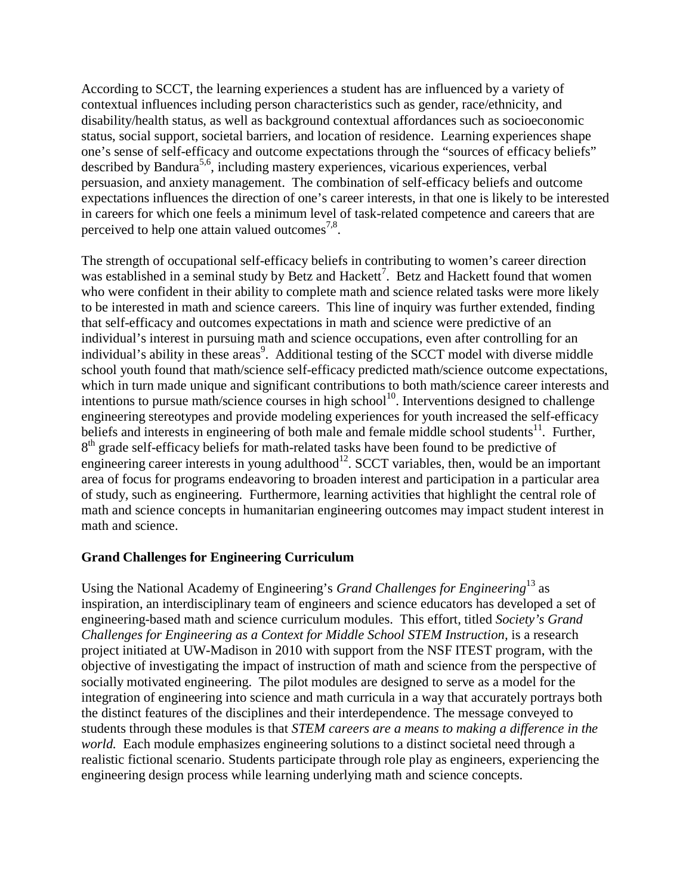According to SCCT, the learning experiences a student has are influenced by a variety of contextual influences including person characteristics such as gender, race/ethnicity, and disability/health status, as well as background contextual affordances such as socioeconomic status, social support, societal barriers, and location of residence. Learning experiences shape one's sense of self-efficacy and outcome expectations through the "sources of efficacy beliefs" described by Bandura[5,6], including mastery experiences, vicarious experiences, verbal persuasion, and anxiety management. The combination of self-efficacy beliefs and outcome expectations influences the direction of one's career interests, in that one is likely to be interested in careers for which one feels a minimum level of task-related competence and careers that are perceived to help one attain valued outcomes[7,8].

The strength of occupational self-efficacy beliefs in contributing to women's career direction was established in a seminal study by Betz and Hackett[7]. Betz and Hackett found that women who were confident in their ability to complete math and science related tasks were more likely to be interested in math and science careers. This line of inquiry was further extended, finding that self-efficacy and outcomes expectations in math and science were predictive of an individual's interest in pursuing math and science occupations, even after controlling for an individual's ability in these areas[9]. Additional testing of the SCCT model with diverse middle school youth found that math/science self-efficacy predicted math/science outcome expectations, which in turn made unique and significant contributions to both math/science career interests and intentions to pursue math/science courses in high school[10]. Interventions designed to challenge engineering stereotypes and provide modeling experiences for youth increased the self-efficacy beliefs and interests in engineering of both male and female middle school students[11]. Further, 8th grade self-efficacy beliefs for math-related tasks have been found to be predictive of engineering career interests in young adulthood[12]. SCCT variables, then, would be an important area of focus for programs endeavoring to broaden interest and participation in a particular area of study, such as engineering. Furthermore, learning activities that highlight the central role of math and science concepts in humanitarian engineering outcomes may impact student interest in math and science.

**Grand Challenges for Engineering Curriculum**

Using the National Academy of Engineering's *Grand Challenges for Engineering*[13] as inspiration, an interdisciplinary team of engineers and science educators has developed a set of engineering-based math and science curriculum modules. This effort, titled *Society's Grand Challenges for Engineering as a Context for Middle School STEM Instruction*, is a research project initiated at UW-Madison in 2010 with support from the NSF ITEST program, with the objective of investigating the impact of instruction of math and science from the perspective of socially motivated engineering. The pilot modules are designed to serve as a model for the integration of engineering into science and math curricula in a way that accurately portrays both the distinct features of the disciplines and their interdependence. The message conveyed to students through these modules is that *STEM careers are a means to making a difference in the world.* Each module emphasizes engineering solutions to a distinct societal need through a realistic fictional scenario. Students participate through role play as engineers, experiencing the engineering design process while learning underlying math and science concepts.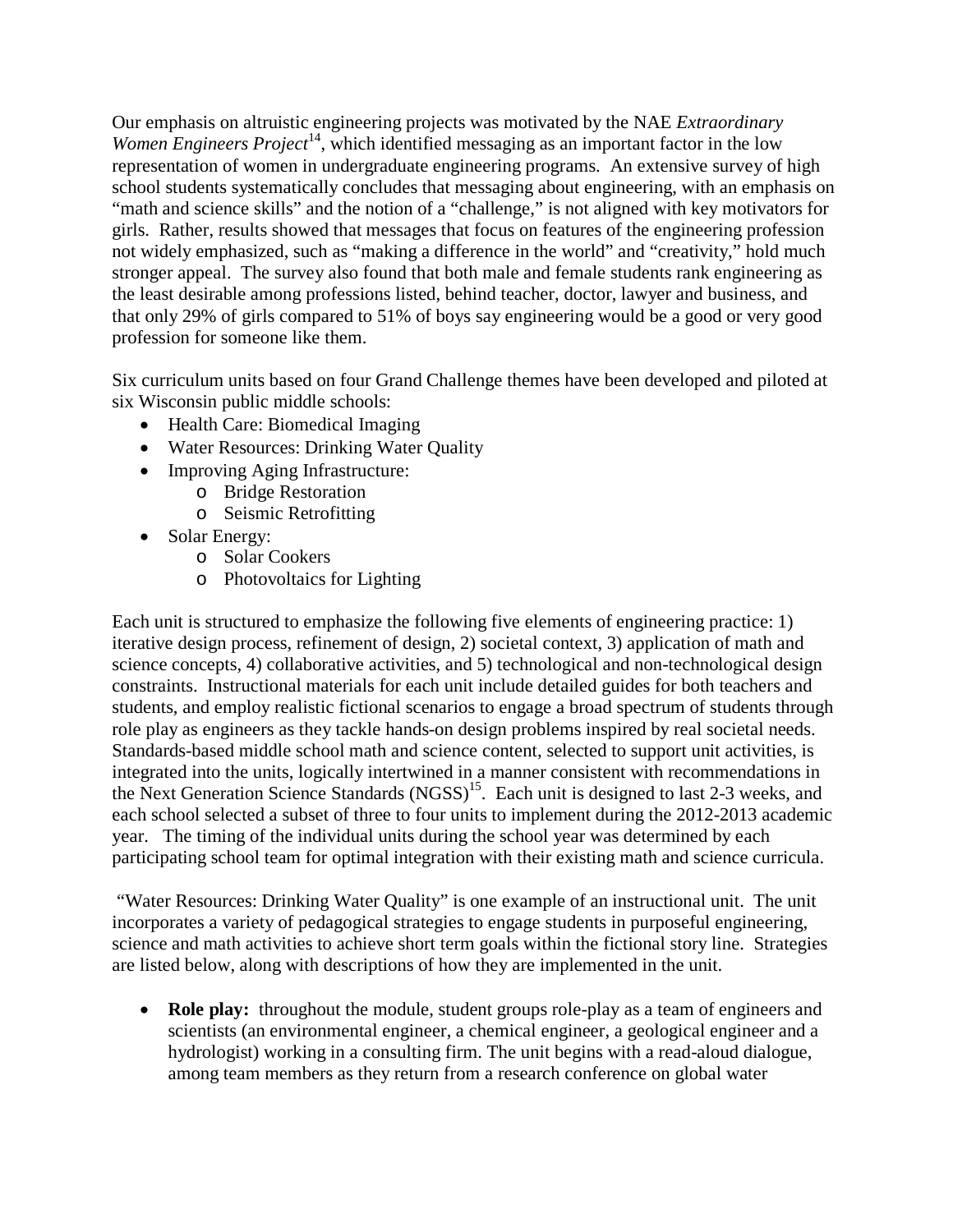Our emphasis on altruistic engineering projects was motivated by the NAE *Extraordinary Women Engineers Project*[14], which identified messaging as an important factor in the low representation of women in undergraduate engineering programs. An extensive survey of high school students systematically concludes that messaging about engineering, with an emphasis on "math and science skills" and the notion of a "challenge," is not aligned with key motivators for girls. Rather, results showed that messages that focus on features of the engineering profession not widely emphasized, such as "making a difference in the world" and "creativity," hold much stronger appeal. The survey also found that both male and female students rank engineering as the least desirable among professions listed, behind teacher, doctor, lawyer and business, and that only 29% of girls compared to 51% of boys say engineering would be a good or very good profession for someone like them.

Six curriculum units based on four Grand Challenge themes have been developed and piloted at six Wisconsin public middle schools:

- Health Care: Biomedical Imaging
- Water Resources: Drinking Water Quality
- Improving Aging Infrastructure:
  - Bridge Restoration
  - Seismic Retrofitting
- Solar Energy:
  - Solar Cookers
  - Photovoltaics for Lighting

Each unit is structured to emphasize the following five elements of engineering practice: 1) iterative design process, refinement of design, 2) societal context, 3) application of math and science concepts, 4) collaborative activities, and 5) technological and non-technological design constraints. Instructional materials for each unit include detailed guides for both teachers and students, and employ realistic fictional scenarios to engage a broad spectrum of students through role play as engineers as they tackle hands-on design problems inspired by real societal needs. Standards-based middle school math and science content, selected to support unit activities, is integrated into the units, logically intertwined in a manner consistent with recommendations in the Next Generation Science Standards (NGSS)[15]. Each unit is designed to last 2-3 weeks, and each school selected a subset of three to four units to implement during the 2012-2013 academic year. The timing of the individual units during the school year was determined by each participating school team for optimal integration with their existing math and science curricula.

"Water Resources: Drinking Water Quality" is one example of an instructional unit. The unit incorporates a variety of pedagogical strategies to engage students in purposeful engineering, science and math activities to achieve short term goals within the fictional story line. Strategies are listed below, along with descriptions of how they are implemented in the unit.

- **Role play:** throughout the module, student groups role-play as a team of engineers and scientists (an environmental engineer, a chemical engineer, a geological engineer and a hydrologist) working in a consulting firm. The unit begins with a read-aloud dialogue, among team members as they return from a research conference on global water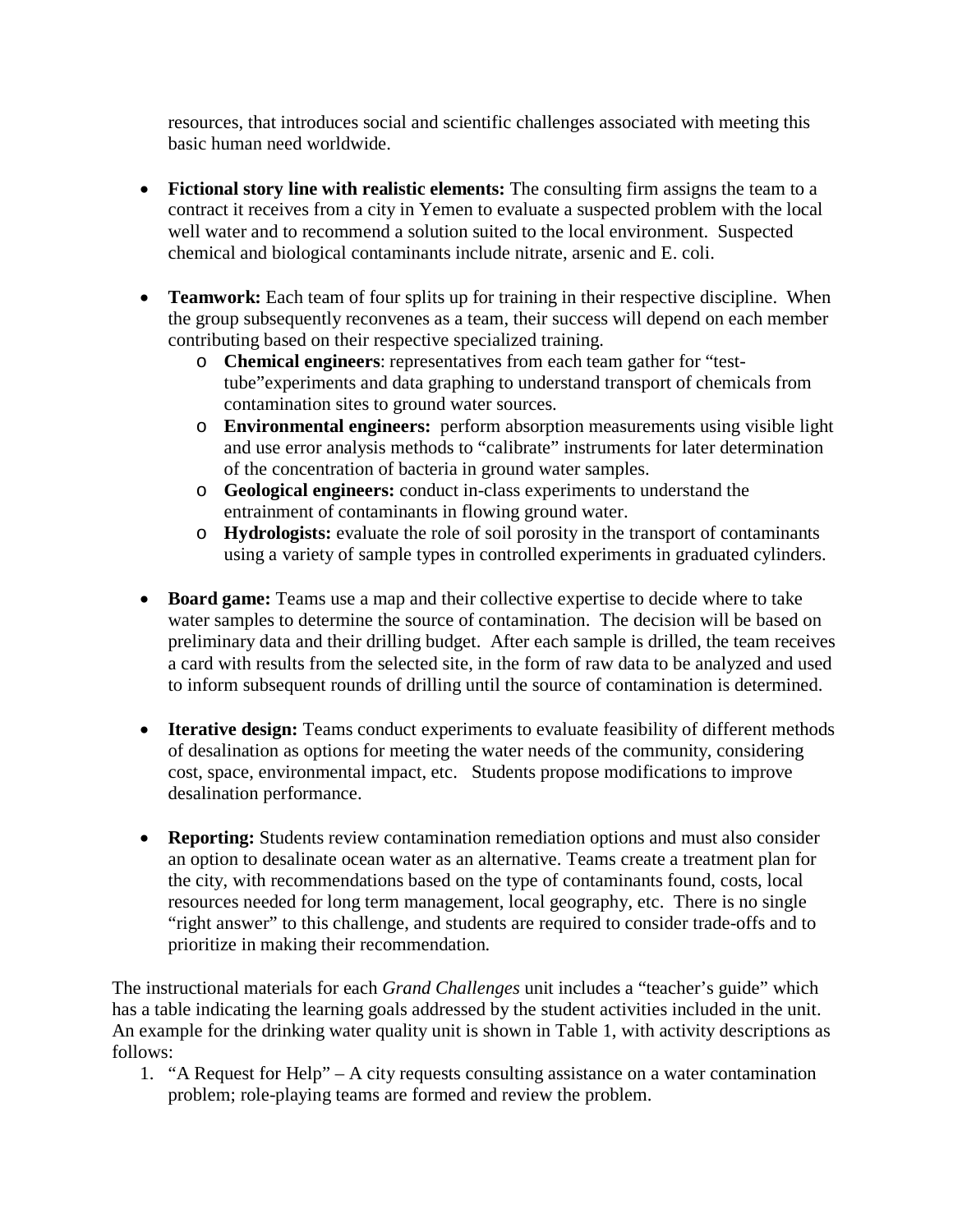resources, that introduces social and scientific challenges associated with meeting this basic human need worldwide.

- **Fictional story line with realistic elements:** The consulting firm assigns the team to a contract it receives from a city in Yemen to evaluate a suspected problem with the local well water and to recommend a solution suited to the local environment. Suspected chemical and biological contaminants include nitrate, arsenic and E. coli.

- **Teamwork:** Each team of four splits up for training in their respective discipline. When the group subsequently reconvenes as a team, their success will depend on each member contributing based on their respective specialized training.
  - **Chemical engineers**: representatives from each team gather for "test-tube"experiments and data graphing to understand transport of chemicals from contamination sites to ground water sources.
  - **Environmental engineers:** perform absorption measurements using visible light and use error analysis methods to "calibrate" instruments for later determination of the concentration of bacteria in ground water samples.
  - **Geological engineers:** conduct in-class experiments to understand the entrainment of contaminants in flowing ground water.
  - **Hydrologists:** evaluate the role of soil porosity in the transport of contaminants using a variety of sample types in controlled experiments in graduated cylinders.

- **Board game:** Teams use a map and their collective expertise to decide where to take water samples to determine the source of contamination. The decision will be based on preliminary data and their drilling budget. After each sample is drilled, the team receives a card with results from the selected site, in the form of raw data to be analyzed and used to inform subsequent rounds of drilling until the source of contamination is determined.

- **Iterative design:** Teams conduct experiments to evaluate feasibility of different methods of desalination as options for meeting the water needs of the community, considering cost, space, environmental impact, etc. Students propose modifications to improve desalination performance.

- **Reporting:** Students review contamination remediation options and must also consider an option to desalinate ocean water as an alternative. Teams create a treatment plan for the city, with recommendations based on the type of contaminants found, costs, local resources needed for long term management, local geography, etc. There is no single "right answer" to this challenge, and students are required to consider trade-offs and to prioritize in making their recommendation.

The instructional materials for each *Grand Challenges* unit includes a "teacher's guide" which has a table indicating the learning goals addressed by the student activities included in the unit. An example for the drinking water quality unit is shown in Table 1, with activity descriptions as follows:

1. "A Request for Help" – A city requests consulting assistance on a water contamination problem; role-playing teams are formed and review the problem.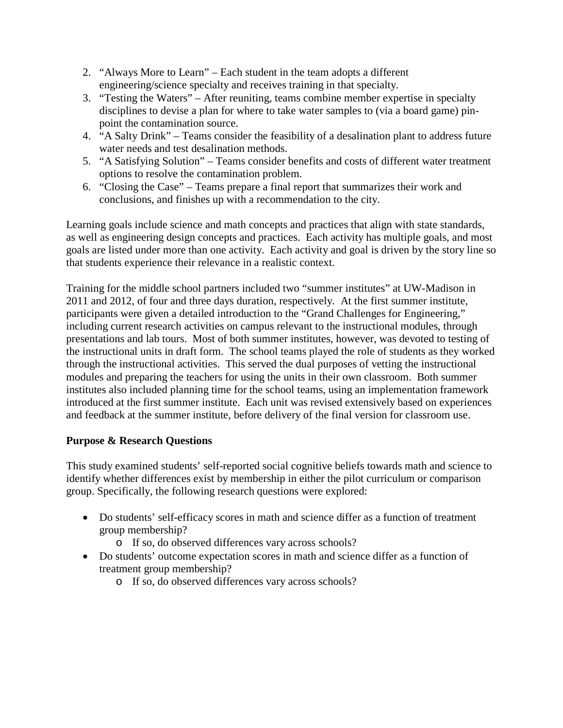2. "Always More to Learn" – Each student in the team adopts a different engineering/science specialty and receives training in that specialty.
3. "Testing the Waters" – After reuniting, teams combine member expertise in specialty disciplines to devise a plan for where to take water samples to (via a board game) pin-point the contamination source.
4. "A Salty Drink" – Teams consider the feasibility of a desalination plant to address future water needs and test desalination methods.
5. "A Satisfying Solution" – Teams consider benefits and costs of different water treatment options to resolve the contamination problem.
6. "Closing the Case" – Teams prepare a final report that summarizes their work and conclusions, and finishes up with a recommendation to the city.

Learning goals include science and math concepts and practices that align with state standards, as well as engineering design concepts and practices. Each activity has multiple goals, and most goals are listed under more than one activity. Each activity and goal is driven by the story line so that students experience their relevance in a realistic context.

Training for the middle school partners included two "summer institutes" at UW-Madison in 2011 and 2012, of four and three days duration, respectively. At the first summer institute, participants were given a detailed introduction to the "Grand Challenges for Engineering," including current research activities on campus relevant to the instructional modules, through presentations and lab tours. Most of both summer institutes, however, was devoted to testing of the instructional units in draft form. The school teams played the role of students as they worked through the instructional activities. This served the dual purposes of vetting the instructional modules and preparing the teachers for using the units in their own classroom. Both summer institutes also included planning time for the school teams, using an implementation framework introduced at the first summer institute. Each unit was revised extensively based on experiences and feedback at the summer institute, before delivery of the final version for classroom use.

**Purpose & Research Questions**

This study examined students' self-reported social cognitive beliefs towards math and science to identify whether differences exist by membership in either the pilot curriculum or comparison group. Specifically, the following research questions were explored:

- Do students' self-efficacy scores in math and science differ as a function of treatment group membership?
  - If so, do observed differences vary across schools?
- Do students' outcome expectation scores in math and science differ as a function of treatment group membership?
  - If so, do observed differences vary across schools?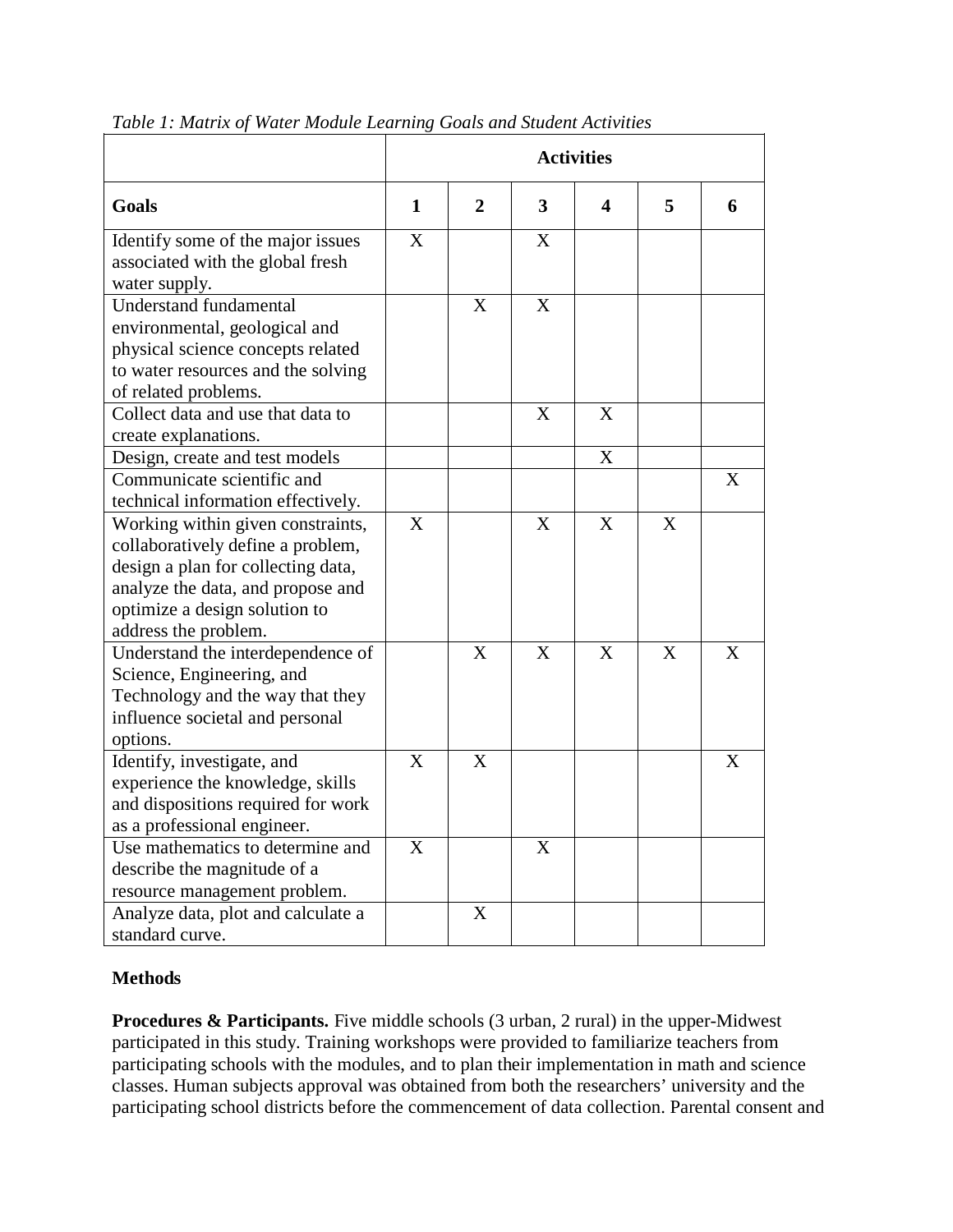*Table 1: Matrix of Water Module Learning Goals and Student Activities*

| | Activities | | | | | |
|---|---|---|---|---|---|---|
| **Goals** | **1** | **2** | **3** | **4** | **5** | **6** |
| Identify some of the major issues associated with the global fresh water supply. | X | | X | | | |
| Understand fundamental environmental, geological and physical science concepts related to water resources and the solving of related problems. | | X | X | | | |
| Collect data and use that data to create explanations. | | | X | X | | |
| Design, create and test models | | | | X | | |
| Communicate scientific and technical information effectively. | | | | | | X |
| Working within given constraints, collaboratively define a problem, design a plan for collecting data, analyze the data, and propose and optimize a design solution to address the problem. | X | | X | X | X | |
| Understand the interdependence of Science, Engineering, and Technology and the way that they influence societal and personal options. | | X | X | X | X | X |
| Identify, investigate, and experience the knowledge, skills and dispositions required for work as a professional engineer. | X | X | | | | X |
| Use mathematics to determine and describe the magnitude of a resource management problem. | X | | X | | | |
| Analyze data, plot and calculate a standard curve. | | X | | | | |

## Methods

**Procedures & Participants.** Five middle schools (3 urban, 2 rural) in the upper-Midwest participated in this study. Training workshops were provided to familiarize teachers from participating schools with the modules, and to plan their implementation in math and science classes. Human subjects approval was obtained from both the researchers' university and the participating school districts before the commencement of data collection. Parental consent and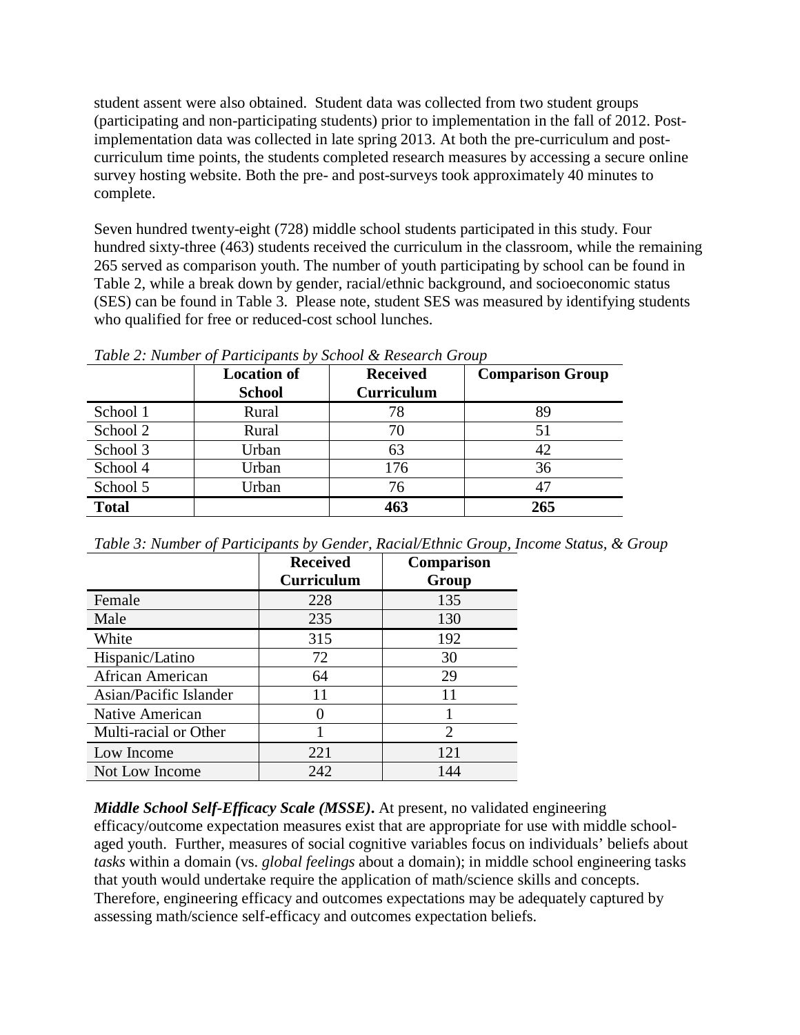student assent were also obtained. Student data was collected from two student groups (participating and non-participating students) prior to implementation in the fall of 2012. Post-implementation data was collected in late spring 2013. At both the pre-curriculum and post-curriculum time points, the students completed research measures by accessing a secure online survey hosting website. Both the pre- and post-surveys took approximately 40 minutes to complete.

Seven hundred twenty-eight (728) middle school students participated in this study. Four hundred sixty-three (463) students received the curriculum in the classroom, while the remaining 265 served as comparison youth. The number of youth participating by school can be found in Table 2, while a break down by gender, racial/ethnic background, and socioeconomic status (SES) can be found in Table 3. Please note, student SES was measured by identifying students who qualified for free or reduced-cost school lunches.

*Table 2: Number of Participants by School & Research Group*

| | Location of School | Received Curriculum | Comparison Group |
|---|---|---|---|
| School 1 | Rural | 78 | 89 |
| School 2 | Rural | 70 | 51 |
| School 3 | Urban | 63 | 42 |
| School 4 | Urban | 176 | 36 |
| School 5 | Urban | 76 | 47 |
| **Total** | | **463** | **265** |

*Table 3: Number of Participants by Gender, Racial/Ethnic Group, Income Status, & Group*

| | Received Curriculum | Comparison Group |
|---|---|---|
| Female | 228 | 135 |
| Male | 235 | 130 |
| White | 315 | 192 |
| Hispanic/Latino | 72 | 30 |
| African American | 64 | 29 |
| Asian/Pacific Islander | 11 | 11 |
| Native American | 0 | 1 |
| Multi-racial or Other | 1 | 2 |
| Low Income | 221 | 121 |
| Not Low Income | 242 | 144 |

***Middle School Self-Efficacy Scale (MSSE).*** At present, no validated engineering efficacy/outcome expectation measures exist that are appropriate for use with middle school-aged youth. Further, measures of social cognitive variables focus on individuals' beliefs about *tasks* within a domain (vs. *global feelings* about a domain); in middle school engineering tasks that youth would undertake require the application of math/science skills and concepts. Therefore, engineering efficacy and outcomes expectations may be adequately captured by assessing math/science self-efficacy and outcomes expectation beliefs.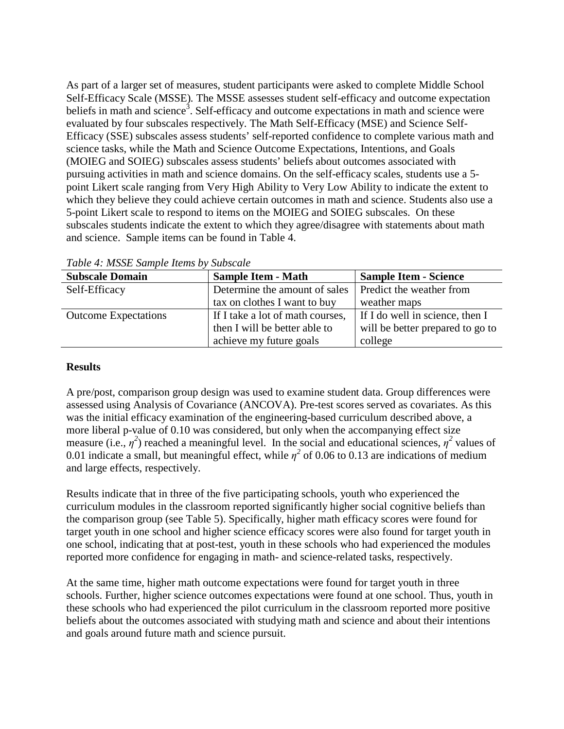As part of a larger set of measures, student participants were asked to complete Middle School Self-Efficacy Scale (MSSE). The MSSE assesses student self-efficacy and outcome expectation beliefs in math and science[3]. Self-efficacy and outcome expectations in math and science were evaluated by four subscales respectively. The Math Self-Efficacy (MSE) and Science Self-Efficacy (SSE) subscales assess students' self-reported confidence to complete various math and science tasks, while the Math and Science Outcome Expectations, Intentions, and Goals (MOIEG and SOIEG) subscales assess students' beliefs about outcomes associated with pursuing activities in math and science domains. On the self-efficacy scales, students use a 5-point Likert scale ranging from Very High Ability to Very Low Ability to indicate the extent to which they believe they could achieve certain outcomes in math and science. Students also use a 5-point Likert scale to respond to items on the MOIEG and SOIEG subscales. On these subscales students indicate the extent to which they agree/disagree with statements about math and science. Sample items can be found in Table 4.

*Table 4: MSSE Sample Items by Subscale*

| Subscale Domain | Sample Item - Math | Sample Item - Science |
|---|---|---|
| Self-Efficacy | Determine the amount of sales tax on clothes I want to buy | Predict the weather from weather maps |
| Outcome Expectations | If I take a lot of math courses, then I will be better able to achieve my future goals | If I do well in science, then I will be better prepared to go to college |

**Results**

A pre/post, comparison group design was used to examine student data. Group differences were assessed using Analysis of Covariance (ANCOVA). Pre-test scores served as covariates. As this was the initial efficacy examination of the engineering-based curriculum described above, a more liberal p-value of 0.10 was considered, but only when the accompanying effect size measure (i.e., $\eta^2$) reached a meaningful level. In the social and educational sciences, $\eta^2$ values of 0.01 indicate a small, but meaningful effect, while $\eta^2$ of 0.06 to 0.13 are indications of medium and large effects, respectively.

Results indicate that in three of the five participating schools, youth who experienced the curriculum modules in the classroom reported significantly higher social cognitive beliefs than the comparison group (see Table 5). Specifically, higher math efficacy scores were found for target youth in one school and higher science efficacy scores were also found for target youth in one school, indicating that at post-test, youth in these schools who had experienced the modules reported more confidence for engaging in math- and science-related tasks, respectively.

At the same time, higher math outcome expectations were found for target youth in three schools. Further, higher science outcomes expectations were found at one school. Thus, youth in these schools who had experienced the pilot curriculum in the classroom reported more positive beliefs about the outcomes associated with studying math and science and about their intentions and goals around future math and science pursuit.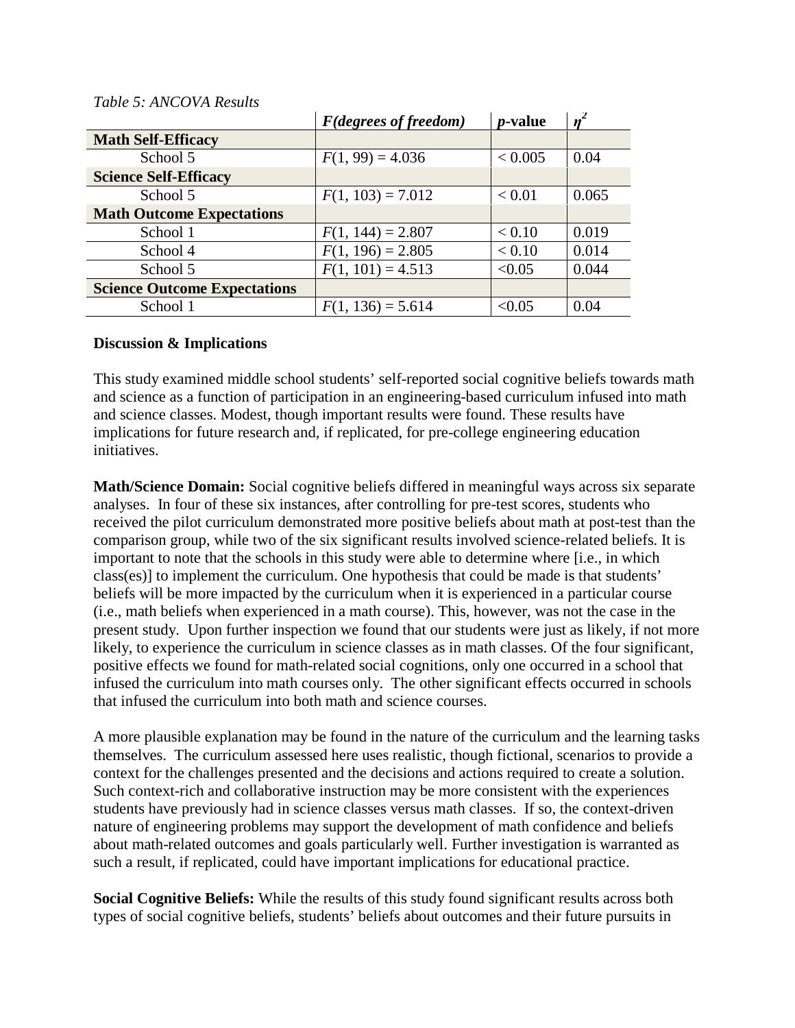*Table 5: ANCOVA Results*

| | *F(degrees of freedom)* | *p*-value | $\eta^2$ |
|---|---|---|---|
| **Math Self-Efficacy** | | | |
| School 5 | $F(1, 99) = 4.036$ | $< 0.005$ | 0.04 |
| **Science Self-Efficacy** | | | |
| School 5 | $F(1, 103) = 7.012$ | $< 0.01$ | 0.065 |
| **Math Outcome Expectations** | | | |
| School 1 | $F(1, 144) = 2.807$ | $< 0.10$ | 0.019 |
| School 4 | $F(1, 196) = 2.805$ | $< 0.10$ | 0.014 |
| School 5 | $F(1, 101) = 4.513$ | $<0.05$ | 0.044 |
| **Science Outcome Expectations** | | | |
| School 1 | $F(1, 136) = 5.614$ | $<0.05$ | 0.04 |

**Discussion & Implications**

This study examined middle school students' self-reported social cognitive beliefs towards math and science as a function of participation in an engineering-based curriculum infused into math and science classes. Modest, though important results were found. These results have implications for future research and, if replicated, for pre-college engineering education initiatives.

**Math/Science Domain:** Social cognitive beliefs differed in meaningful ways across six separate analyses. In four of these six instances, after controlling for pre-test scores, students who received the pilot curriculum demonstrated more positive beliefs about math at post-test than the comparison group, while two of the six significant results involved science-related beliefs. It is important to note that the schools in this study were able to determine where [i.e., in which class(es)] to implement the curriculum. One hypothesis that could be made is that students' beliefs will be more impacted by the curriculum when it is experienced in a particular course (i.e., math beliefs when experienced in a math course). This, however, was not the case in the present study. Upon further inspection we found that our students were just as likely, if not more likely, to experience the curriculum in science classes as in math classes. Of the four significant, positive effects we found for math-related social cognitions, only one occurred in a school that infused the curriculum into math courses only. The other significant effects occurred in schools that infused the curriculum into both math and science courses.

A more plausible explanation may be found in the nature of the curriculum and the learning tasks themselves. The curriculum assessed here uses realistic, though fictional, scenarios to provide a context for the challenges presented and the decisions and actions required to create a solution. Such context-rich and collaborative instruction may be more consistent with the experiences students have previously had in science classes versus math classes. If so, the context-driven nature of engineering problems may support the development of math confidence and beliefs about math-related outcomes and goals particularly well. Further investigation is warranted as such a result, if replicated, could have important implications for educational practice.

**Social Cognitive Beliefs:** While the results of this study found significant results across both types of social cognitive beliefs, students' beliefs about outcomes and their future pursuits in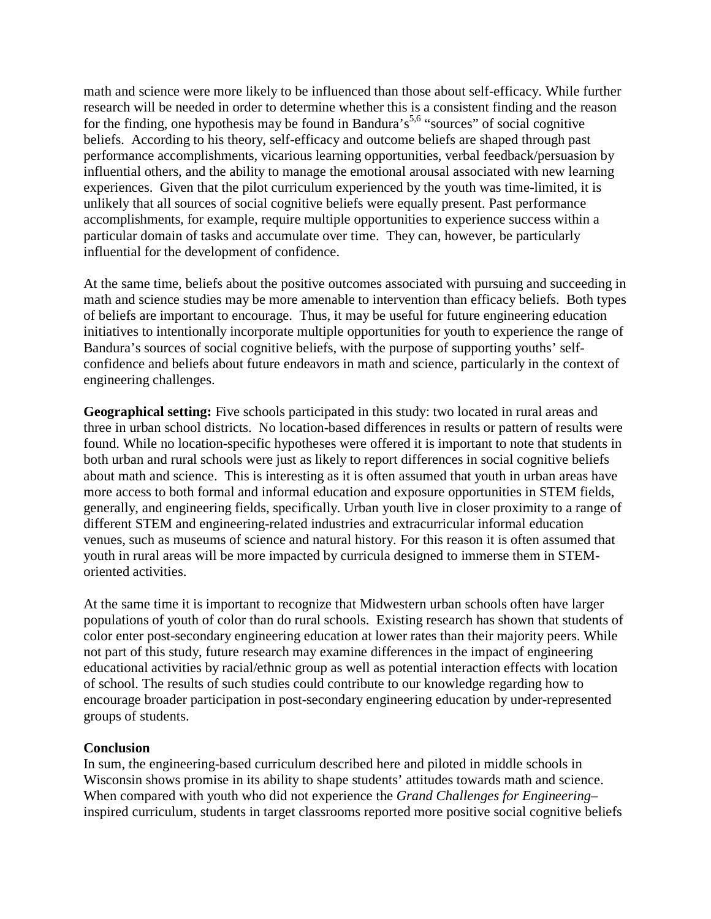math and science were more likely to be influenced than those about self-efficacy. While further research will be needed in order to determine whether this is a consistent finding and the reason for the finding, one hypothesis may be found in Bandura's[5,6] "sources" of social cognitive beliefs. According to his theory, self-efficacy and outcome beliefs are shaped through past performance accomplishments, vicarious learning opportunities, verbal feedback/persuasion by influential others, and the ability to manage the emotional arousal associated with new learning experiences. Given that the pilot curriculum experienced by the youth was time-limited, it is unlikely that all sources of social cognitive beliefs were equally present. Past performance accomplishments, for example, require multiple opportunities to experience success within a particular domain of tasks and accumulate over time. They can, however, be particularly influential for the development of confidence.

At the same time, beliefs about the positive outcomes associated with pursuing and succeeding in math and science studies may be more amenable to intervention than efficacy beliefs. Both types of beliefs are important to encourage. Thus, it may be useful for future engineering education initiatives to intentionally incorporate multiple opportunities for youth to experience the range of Bandura's sources of social cognitive beliefs, with the purpose of supporting youths' self-confidence and beliefs about future endeavors in math and science, particularly in the context of engineering challenges.

**Geographical setting:** Five schools participated in this study: two located in rural areas and three in urban school districts. No location-based differences in results or pattern of results were found. While no location-specific hypotheses were offered it is important to note that students in both urban and rural schools were just as likely to report differences in social cognitive beliefs about math and science. This is interesting as it is often assumed that youth in urban areas have more access to both formal and informal education and exposure opportunities in STEM fields, generally, and engineering fields, specifically. Urban youth live in closer proximity to a range of different STEM and engineering-related industries and extracurricular informal education venues, such as museums of science and natural history. For this reason it is often assumed that youth in rural areas will be more impacted by curricula designed to immerse them in STEM-oriented activities.

At the same time it is important to recognize that Midwestern urban schools often have larger populations of youth of color than do rural schools. Existing research has shown that students of color enter post-secondary engineering education at lower rates than their majority peers. While not part of this study, future research may examine differences in the impact of engineering educational activities by racial/ethnic group as well as potential interaction effects with location of school. The results of such studies could contribute to our knowledge regarding how to encourage broader participation in post-secondary engineering education by under-represented groups of students.

## Conclusion

In sum, the engineering-based curriculum described here and piloted in middle schools in Wisconsin shows promise in its ability to shape students' attitudes towards math and science. When compared with youth who did not experience the *Grand Challenges for Engineering*–inspired curriculum, students in target classrooms reported more positive social cognitive beliefs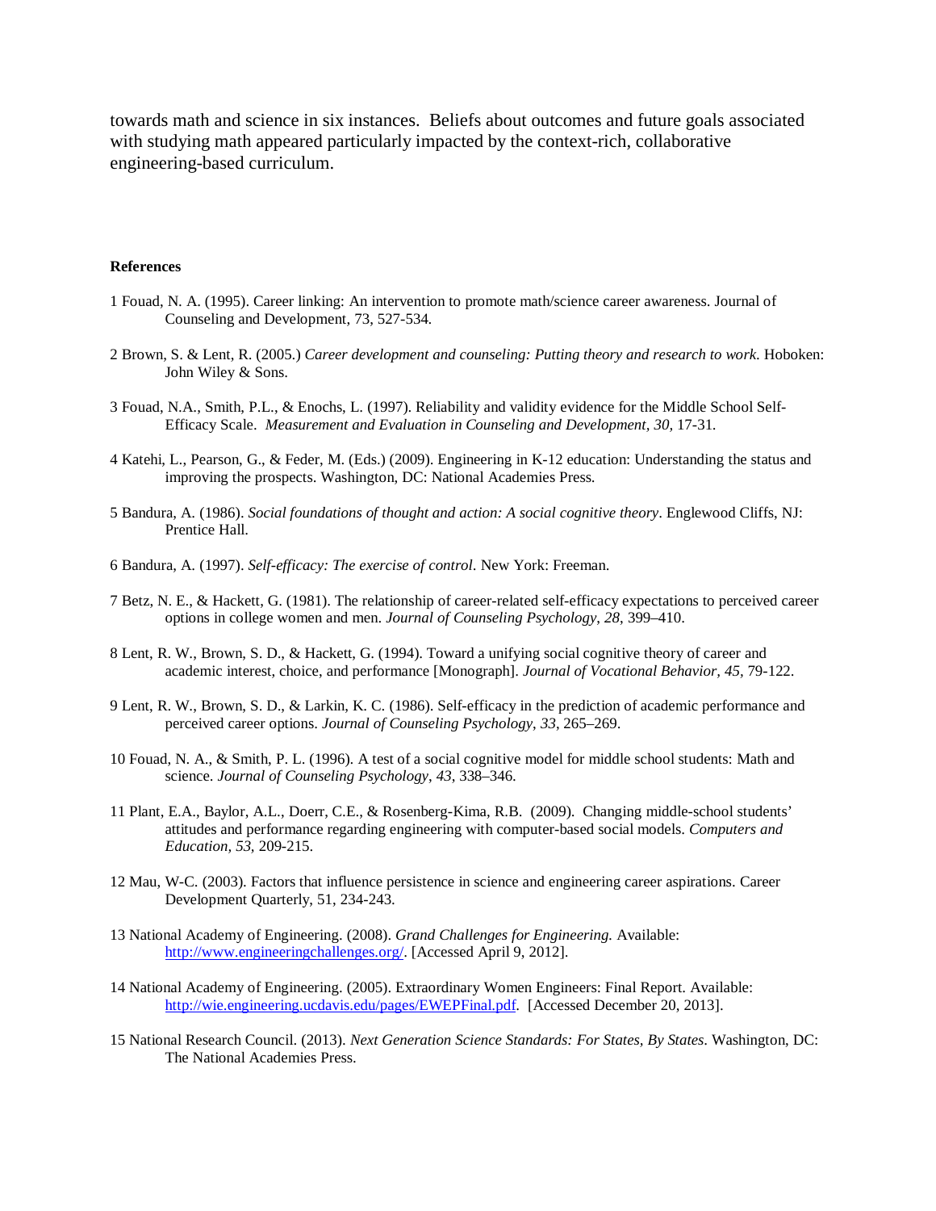towards math and science in six instances. Beliefs about outcomes and future goals associated with studying math appeared particularly impacted by the context-rich, collaborative engineering-based curriculum.

**References**

1 Fouad, N. A. (1995). Career linking: An intervention to promote math/science career awareness. Journal of Counseling and Development, 73, 527-534.

2 Brown, S. & Lent, R. (2005.) *Career development and counseling: Putting theory and research to work*. Hoboken: John Wiley & Sons.

3 Fouad, N.A., Smith, P.L., & Enochs, L. (1997). Reliability and validity evidence for the Middle School Self-Efficacy Scale. *Measurement and Evaluation in Counseling and Development, 30,* 17-31.

4 Katehi, L., Pearson, G., & Feder, M. (Eds.) (2009). Engineering in K-12 education: Understanding the status and improving the prospects. Washington, DC: National Academies Press.

5 Bandura, A. (1986). *Social foundations of thought and action: A social cognitive theory*. Englewood Cliffs, NJ: Prentice Hall.

6 Bandura, A. (1997). *Self-efficacy: The exercise of control*. New York: Freeman.

7 Betz, N. E., & Hackett, G. (1981). The relationship of career-related self-efficacy expectations to perceived career options in college women and men. *Journal of Counseling Psychology, 28,* 399–410.

8 Lent, R. W., Brown, S. D., & Hackett, G. (1994). Toward a unifying social cognitive theory of career and academic interest, choice, and performance [Monograph]. *Journal of Vocational Behavior, 45,* 79-122.

9 Lent, R. W., Brown, S. D., & Larkin, K. C. (1986). Self-efficacy in the prediction of academic performance and perceived career options. *Journal of Counseling Psychology*, *33*, 265–269.

10 Fouad, N. A., & Smith, P. L. (1996). A test of a social cognitive model for middle school students: Math and science. *Journal of Counseling Psychology*, *43*, 338–346.

11 Plant, E.A., Baylor, A.L., Doerr, C.E., & Rosenberg-Kima, R.B. (2009). Changing middle-school students' attitudes and performance regarding engineering with computer-based social models. *Computers and Education, 53,* 209-215.

12 Mau, W-C. (2003). Factors that influence persistence in science and engineering career aspirations. Career Development Quarterly, 51, 234-243.

13 National Academy of Engineering. (2008). *Grand Challenges for Engineering.* Available: http://www.engineeringchallenges.org/. [Accessed April 9, 2012].

14 National Academy of Engineering. (2005). Extraordinary Women Engineers: Final Report. Available: http://wie.engineering.ucdavis.edu/pages/EWEPFinal.pdf. [Accessed December 20, 2013].

15 National Research Council. (2013). *Next Generation Science Standards: For States, By States*. Washington, DC: The National Academies Press.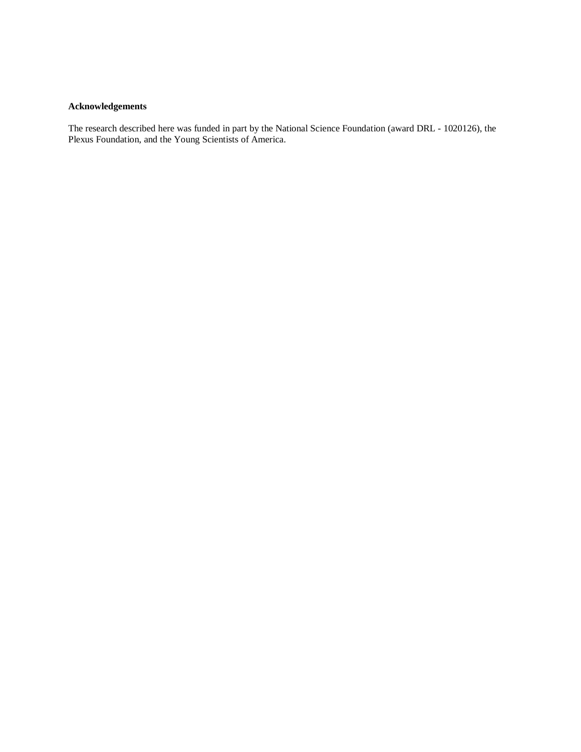**Acknowledgements**

The research described here was funded in part by the National Science Foundation (award DRL - 1020126), the Plexus Foundation, and the Young Scientists of America.